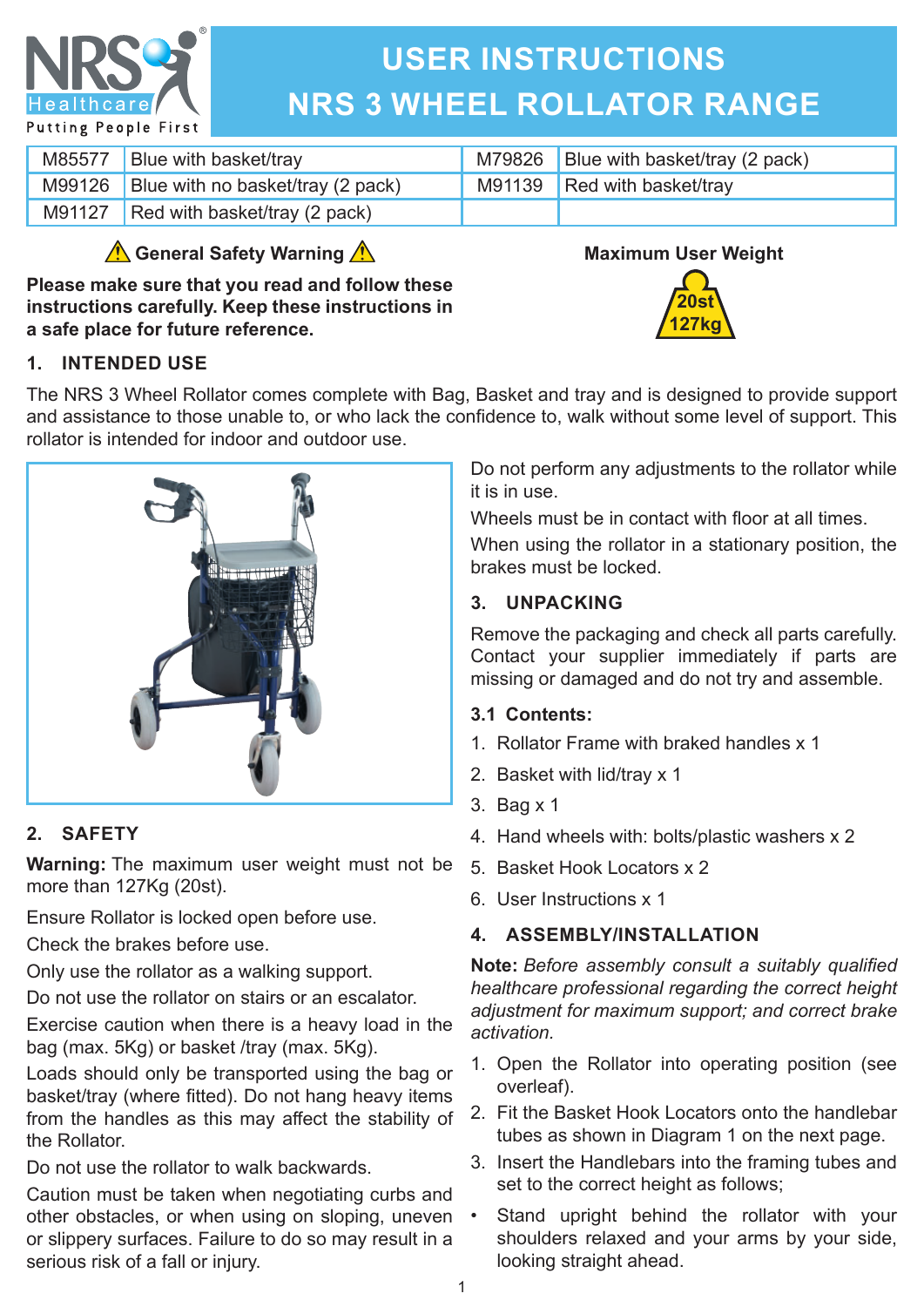# USER INSTRUCTIONS
# NRS 3 WHEEL ROLLATOR RANGE

| | | | |
|---|---|---|---|
| M85577 | Blue with basket/tray | M79826 | Blue with basket/tray (2 pack) |
| M99126 | Blue with no basket/tray (2 pack) | M91139 | Red with basket/tray |
| M91127 | Red with basket/tray (2 pack) | | |

### ⚠ General Safety Warning ⚠

**Please make sure that you read and follow these instructions carefully. Keep these instructions in a safe place for future reference.**

**Maximum User Weight**

20st
127kg

## 1. INTENDED USE

The NRS 3 Wheel Rollator comes complete with Bag, Basket and tray and is designed to provide support and assistance to those unable to, or who lack the confidence to, walk without some level of support. This rollator is intended for indoor and outdoor use.

## 2. SAFETY

**Warning:** The maximum user weight must not be more than 127Kg (20st).

Ensure Rollator is locked open before use.

Check the brakes before use.

Only use the rollator as a walking support.

Do not use the rollator on stairs or an escalator.

Exercise caution when there is a heavy load in the bag (max. 5Kg) or basket /tray (max. 5Kg).

Loads should only be transported using the bag or basket/tray (where fitted). Do not hang heavy items from the handles as this may affect the stability of the Rollator.

Do not use the rollator to walk backwards.

Caution must be taken when negotiating curbs and other obstacles, or when using on sloping, uneven or slippery surfaces. Failure to do so may result in a serious risk of a fall or injury.

Do not perform any adjustments to the rollator while it is in use.

Wheels must be in contact with floor at all times.

When using the rollator in a stationary position, the brakes must be locked.

## 3. UNPACKING

Remove the packaging and check all parts carefully. Contact your supplier immediately if parts are missing or damaged and do not try and assemble.

### 3.1 Contents:

1. Rollator Frame with braked handles x 1
2. Basket with lid/tray x 1
3. Bag x 1
4. Hand wheels with: bolts/plastic washers x 2
5. Basket Hook Locators x 2
6. User Instructions x 1

## 4. ASSEMBLY/INSTALLATION

**Note:** *Before assembly consult a suitably qualified healthcare professional regarding the correct height adjustment for maximum support; and correct brake activation.*

1. Open the Rollator into operating position (see overleaf).
2. Fit the Basket Hook Locators onto the handlebar tubes as shown in Diagram 1 on the next page.
3. Insert the Handlebars into the framing tubes and set to the correct height as follows;

- Stand upright behind the rollator with your shoulders relaxed and your arms by your side, looking straight ahead.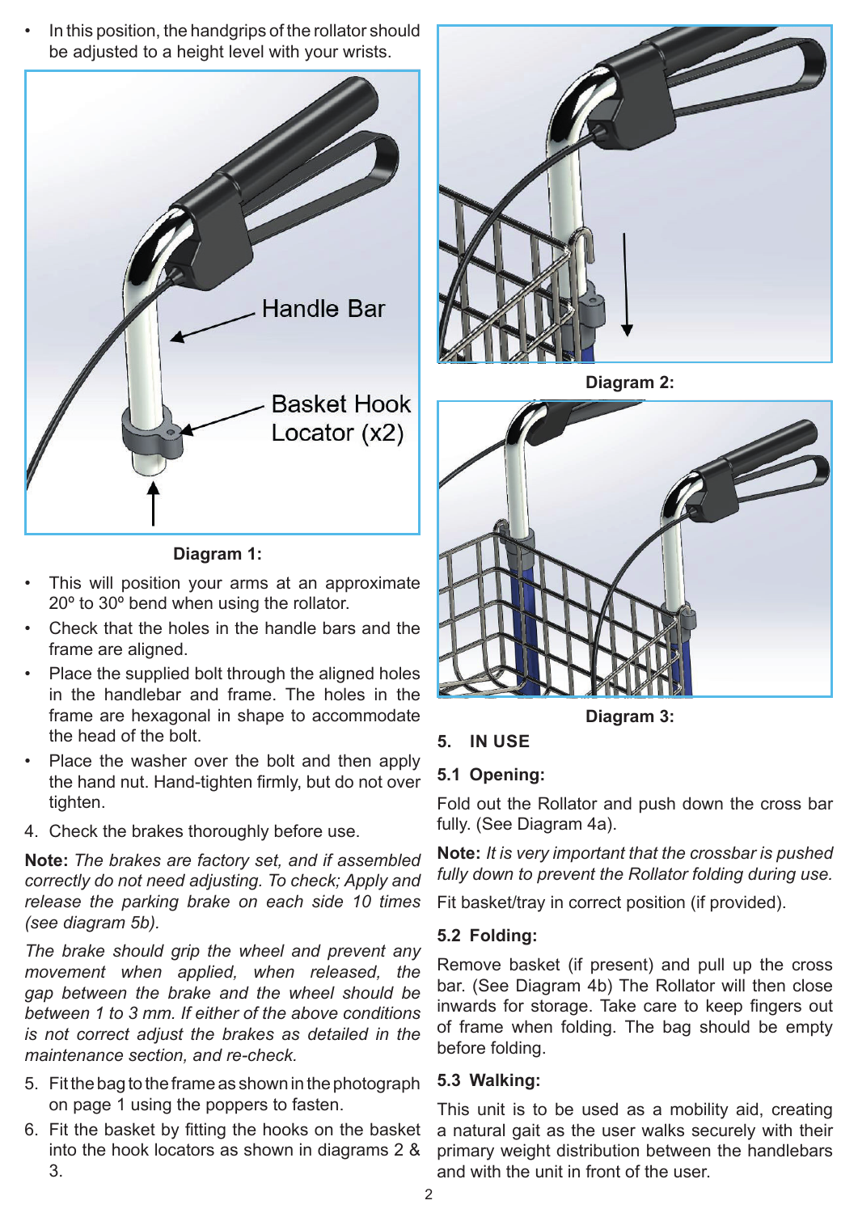- In this position, the handgrips of the rollator should be adjusted to a height level with your wrists.

Handle Bar

Basket Hook Locator (x2)

**Diagram 1:**

- This will position your arms at an approximate 20º to 30º bend when using the rollator.
- Check that the holes in the handle bars and the frame are aligned.
- Place the supplied bolt through the aligned holes in the handlebar and frame. The holes in the frame are hexagonal in shape to accommodate the head of the bolt.
- Place the washer over the bolt and then apply the hand nut. Hand-tighten firmly, but do not over tighten.

4. Check the brakes thoroughly before use.

**Note:** *The brakes are factory set, and if assembled correctly do not need adjusting. To check; Apply and release the parking brake on each side 10 times (see diagram 5b).*

*The brake should grip the wheel and prevent any movement when applied, when released, the gap between the brake and the wheel should be between 1 to 3 mm. If either of the above conditions is not correct adjust the brakes as detailed in the maintenance section, and re-check.*

5. Fit the bag to the frame as shown in the photograph on page 1 using the poppers to fasten.
6. Fit the basket by fitting the hooks on the basket into the hook locators as shown in diagrams 2 & 3.

**Diagram 2:**

**Diagram 3:**

## 5. IN USE

### 5.1 Opening:

Fold out the Rollator and push down the cross bar fully. (See Diagram 4a).

**Note:** *It is very important that the crossbar is pushed fully down to prevent the Rollator folding during use.*

Fit basket/tray in correct position (if provided).

### 5.2 Folding:

Remove basket (if present) and pull up the cross bar. (See Diagram 4b) The Rollator will then close inwards for storage. Take care to keep fingers out of frame when folding. The bag should be empty before folding.

### 5.3 Walking:

This unit is to be used as a mobility aid, creating a natural gait as the user walks securely with their primary weight distribution between the handlebars and with the unit in front of the user.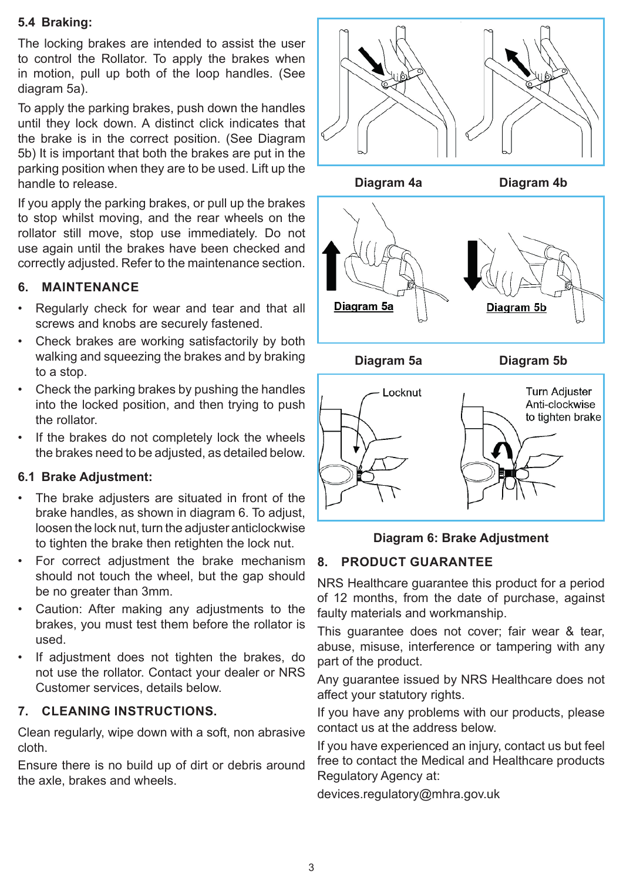### 5.4 Braking:

The locking brakes are intended to assist the user to control the Rollator. To apply the brakes when in motion, pull up both of the loop handles. (See diagram 5a).

To apply the parking brakes, push down the handles until they lock down. A distinct click indicates that the brake is in the correct position. (See Diagram 5b) It is important that both the brakes are put in the parking position when they are to be used. Lift up the handle to release.

If you apply the parking brakes, or pull up the brakes to stop whilst moving, and the rear wheels on the rollator still move, stop use immediately. Do not use again until the brakes have been checked and correctly adjusted. Refer to the maintenance section.

## 6. MAINTENANCE

- Regularly check for wear and tear and that all screws and knobs are securely fastened.
- Check brakes are working satisfactorily by both walking and squeezing the brakes and by braking to a stop.
- Check the parking brakes by pushing the handles into the locked position, and then trying to push the rollator.
- If the brakes do not completely lock the wheels the brakes need to be adjusted, as detailed below.

### 6.1 Brake Adjustment:

- The brake adjusters are situated in front of the brake handles, as shown in diagram 6. To adjust, loosen the lock nut, turn the adjuster anticlockwise to tighten the brake then retighten the lock nut.
- For correct adjustment the brake mechanism should not touch the wheel, but the gap should be no greater than 3mm.
- Caution: After making any adjustments to the brakes, you must test them before the rollator is used.
- If adjustment does not tighten the brakes, do not use the rollator. Contact your dealer or NRS Customer services, details below.

## 7. CLEANING INSTRUCTIONS.

Clean regularly, wipe down with a soft, non abrasive cloth.

Ensure there is no build up of dirt or debris around the axle, brakes and wheels.

Diagram 4a Diagram 4b

Diagram 5a Diagram 5b

Locknut

Turn Adjuster Anti-clockwise to tighten brake

Diagram 6: Brake Adjustment

## 8. PRODUCT GUARANTEE

NRS Healthcare guarantee this product for a period of 12 months, from the date of purchase, against faulty materials and workmanship.

This guarantee does not cover; fair wear & tear, abuse, misuse, interference or tampering with any part of the product.

Any guarantee issued by NRS Healthcare does not affect your statutory rights.

If you have any problems with our products, please contact us at the address below.

If you have experienced an injury, contact us but feel free to contact the Medical and Healthcare products Regulatory Agency at:

devices.regulatory@mhra.gov.uk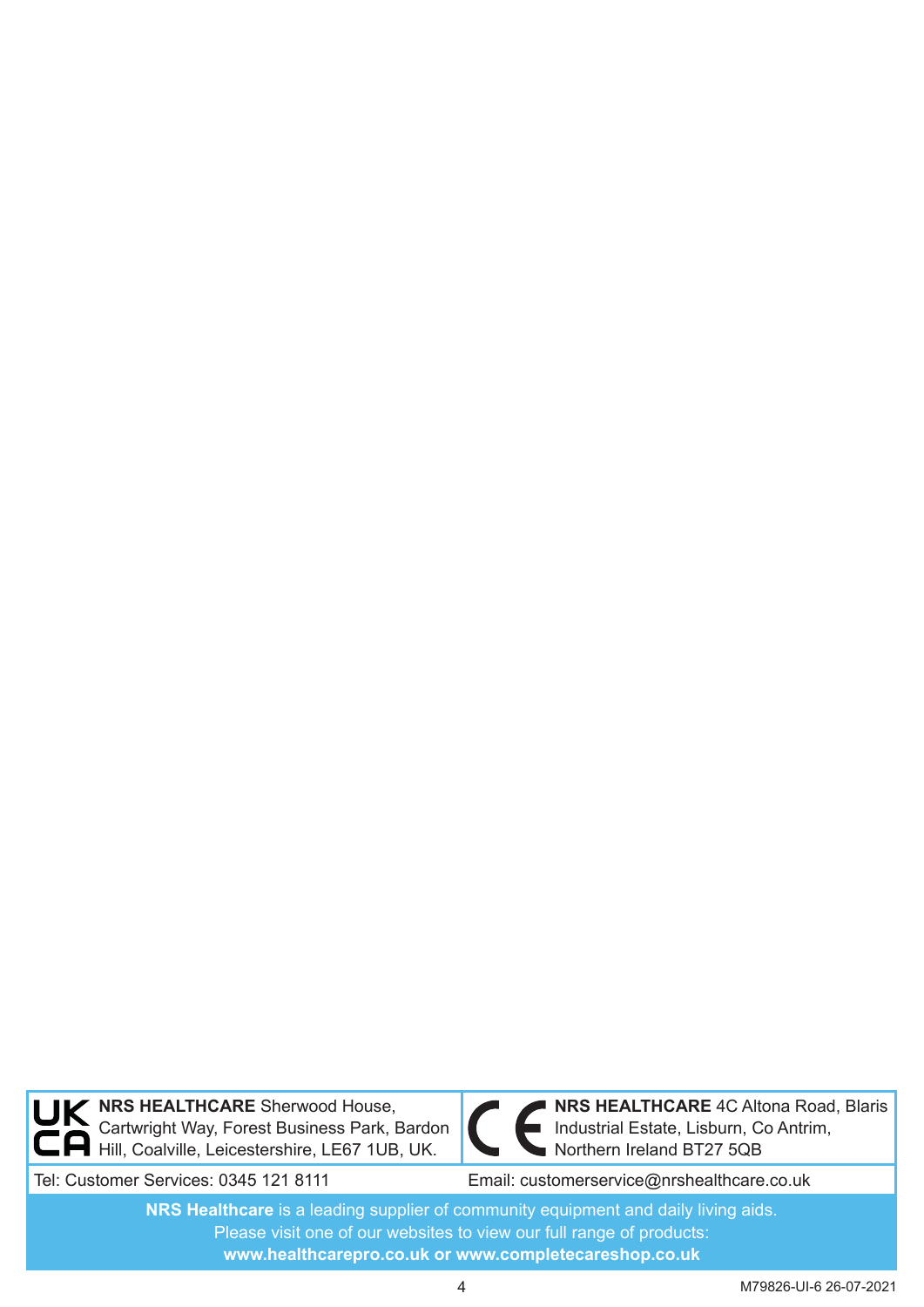UKCA **NRS HEALTHCARE** Sherwood House, Cartwright Way, Forest Business Park, Bardon Hill, Coalville, Leicestershire, LE67 1UB, UK.

CE **NRS HEALTHCARE** 4C Altona Road, Blaris Industrial Estate, Lisburn, Co Antrim, Northern Ireland BT27 5QB

Tel: Customer Services: 0345 121 8111

Email: customerservice@nrshealthcare.co.uk

**NRS Healthcare** is a leading supplier of community equipment and daily living aids.
Please visit one of our websites to view our full range of products:
**www.healthcarepro.co.uk or www.completecareshop.co.uk**

M79826-UI-6 26-07-2021